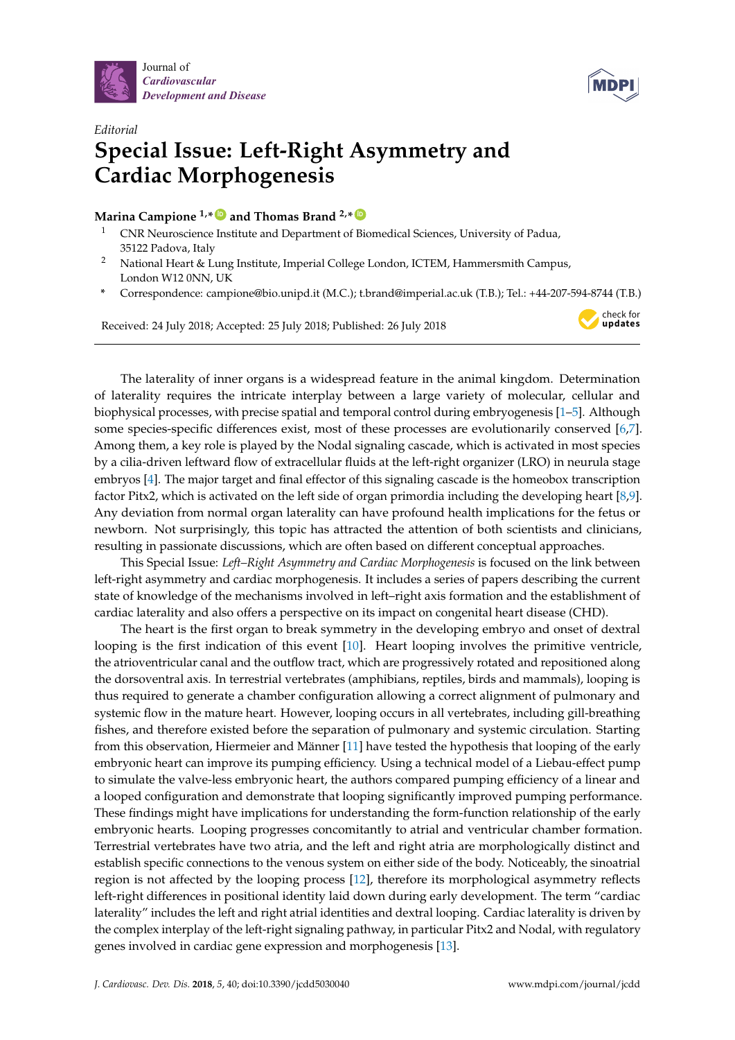*Editorial*

# Special Issue: Left-Right Asymmetry and Cardiac Morphogenesis

**Marina Campione [1,*] and Thomas Brand [2,*]**

1. CNR Neuroscience Institute and Department of Biomedical Sciences, University of Padua, 35122 Padova, Italy
2. National Heart & Lung Institute, Imperial College London, ICTEM, Hammersmith Campus, London W12 0NN, UK

\* Correspondence: campione@bio.unipd.it (M.C.); t.brand@imperial.ac.uk (T.B.); Tel.: +44-207-594-8744 (T.B.)

Received: 24 July 2018; Accepted: 25 July 2018; Published: 26 July 2018

The laterality of inner organs is a widespread feature in the animal kingdom. Determination of laterality requires the intricate interplay between a large variety of molecular, cellular and biophysical processes, with precise spatial and temporal control during embryogenesis [1–5]. Although some species-specific differences exist, most of these processes are evolutionarily conserved [6,7]. Among them, a key role is played by the Nodal signaling cascade, which is activated in most species by a cilia-driven leftward flow of extracellular fluids at the left-right organizer (LRO) in neurula stage embryos [4]. The major target and final effector of this signaling cascade is the homeobox transcription factor Pitx2, which is activated on the left side of organ primordia including the developing heart [8,9]. Any deviation from normal organ laterality can have profound health implications for the fetus or newborn. Not surprisingly, this topic has attracted the attention of both scientists and clinicians, resulting in passionate discussions, which are often based on different conceptual approaches.

This Special Issue: *Left–Right Asymmetry and Cardiac Morphogenesis* is focused on the link between left-right asymmetry and cardiac morphogenesis. It includes a series of papers describing the current state of knowledge of the mechanisms involved in left–right axis formation and the establishment of cardiac laterality and also offers a perspective on its impact on congenital heart disease (CHD).

The heart is the first organ to break symmetry in the developing embryo and onset of dextral looping is the first indication of this event [10]. Heart looping involves the primitive ventricle, the atrioventricular canal and the outflow tract, which are progressively rotated and repositioned along the dorsoventral axis. In terrestrial vertebrates (amphibians, reptiles, birds and mammals), looping is thus required to generate a chamber configuration allowing a correct alignment of pulmonary and systemic flow in the mature heart. However, looping occurs in all vertebrates, including gill-breathing fishes, and therefore existed before the separation of pulmonary and systemic circulation. Starting from this observation, Hiermeier and Männer [11] have tested the hypothesis that looping of the early embryonic heart can improve its pumping efficiency. Using a technical model of a Liebau-effect pump to simulate the valve-less embryonic heart, the authors compared pumping efficiency of a linear and a looped configuration and demonstrate that looping significantly improved pumping performance. These findings might have implications for understanding the form-function relationship of the early embryonic hearts. Looping progresses concomitantly to atrial and ventricular chamber formation. Terrestrial vertebrates have two atria, and the left and right atria are morphologically distinct and establish specific connections to the venous system on either side of the body. Noticeably, the sinoatrial region is not affected by the looping process [12], therefore its morphological asymmetry reflects left-right differences in positional identity laid down during early development. The term "cardiac laterality" includes the left and right atrial identities and dextral looping. Cardiac laterality is driven by the complex interplay of the left-right signaling pathway, in particular Pitx2 and Nodal, with regulatory genes involved in cardiac gene expression and morphogenesis [13].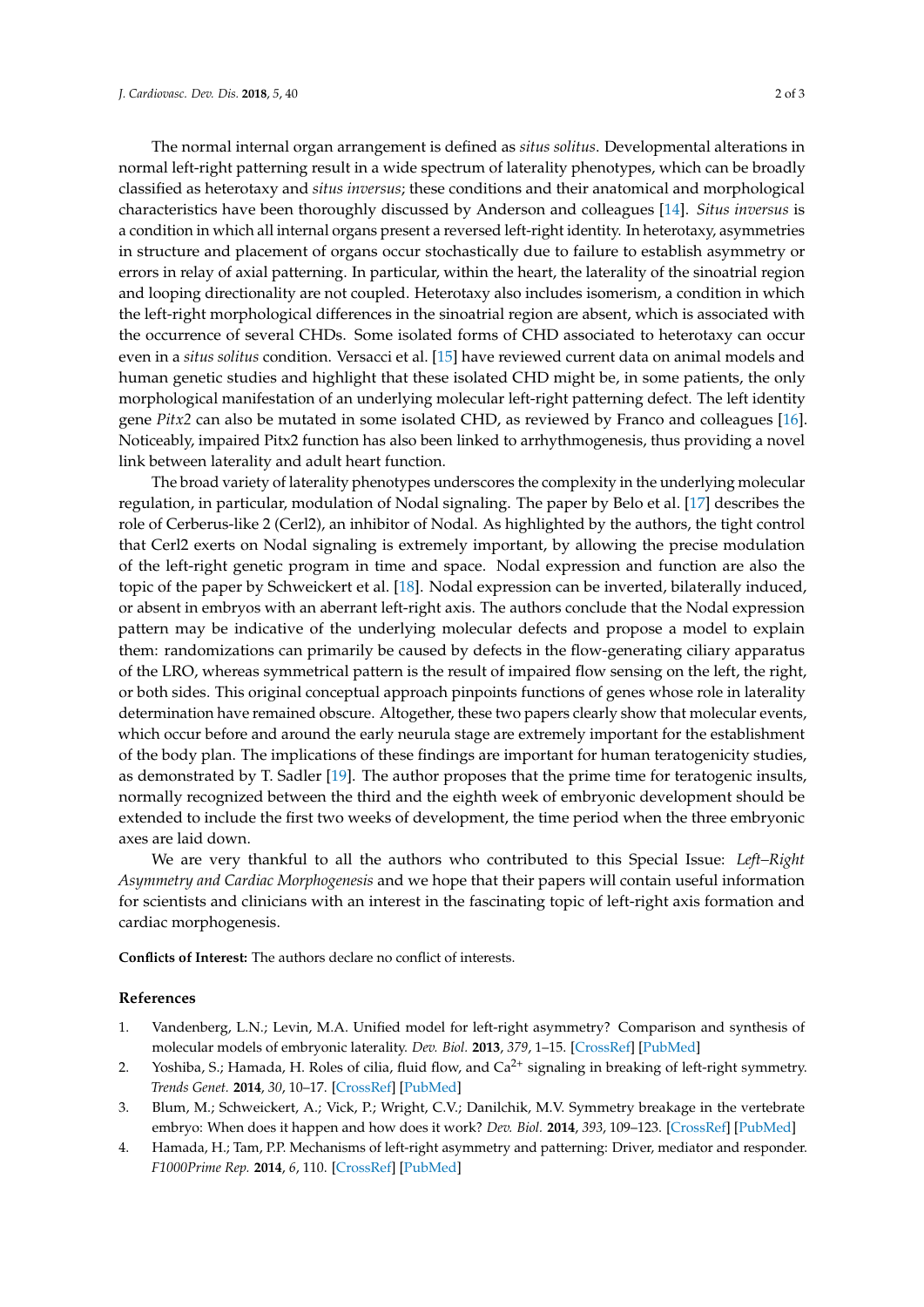The normal internal organ arrangement is defined as *situs solitus*. Developmental alterations in normal left-right patterning result in a wide spectrum of laterality phenotypes, which can be broadly classified as heterotaxy and *situs inversus*; these conditions and their anatomical and morphological characteristics have been thoroughly discussed by Anderson and colleagues [14]. *Situs inversus* is a condition in which all internal organs present a reversed left-right identity. In heterotaxy, asymmetries in structure and placement of organs occur stochastically due to failure to establish asymmetry or errors in relay of axial patterning. In particular, within the heart, the laterality of the sinoatrial region and looping directionality are not coupled. Heterotaxy also includes isomerism, a condition in which the left-right morphological differences in the sinoatrial region are absent, which is associated with the occurrence of several CHDs. Some isolated forms of CHD associated to heterotaxy can occur even in a *situs solitus* condition. Versacci et al. [15] have reviewed current data on animal models and human genetic studies and highlight that these isolated CHD might be, in some patients, the only morphological manifestation of an underlying molecular left-right patterning defect. The left identity gene *Pitx2* can also be mutated in some isolated CHD, as reviewed by Franco and colleagues [16]. Noticeably, impaired Pitx2 function has also been linked to arrhythmogenesis, thus providing a novel link between laterality and adult heart function.

The broad variety of laterality phenotypes underscores the complexity in the underlying molecular regulation, in particular, modulation of Nodal signaling. The paper by Belo et al. [17] describes the role of Cerberus-like 2 (Cerl2), an inhibitor of Nodal. As highlighted by the authors, the tight control that Cerl2 exerts on Nodal signaling is extremely important, by allowing the precise modulation of the left-right genetic program in time and space. Nodal expression and function are also the topic of the paper by Schweickert et al. [18]. Nodal expression can be inverted, bilaterally induced, or absent in embryos with an aberrant left-right axis. The authors conclude that the Nodal expression pattern may be indicative of the underlying molecular defects and propose a model to explain them: randomizations can primarily be caused by defects in the flow-generating ciliary apparatus of the LRO, whereas symmetrical pattern is the result of impaired flow sensing on the left, the right, or both sides. This original conceptual approach pinpoints functions of genes whose role in laterality determination have remained obscure. Altogether, these two papers clearly show that molecular events, which occur before and around the early neurula stage are extremely important for the establishment of the body plan. The implications of these findings are important for human teratogenicity studies, as demonstrated by T. Sadler [19]. The author proposes that the prime time for teratogenic insults, normally recognized between the third and the eighth week of embryonic development should be extended to include the first two weeks of development, the time period when the three embryonic axes are laid down.

We are very thankful to all the authors who contributed to this Special Issue: *Left–Right Asymmetry and Cardiac Morphogenesis* and we hope that their papers will contain useful information for scientists and clinicians with an interest in the fascinating topic of left-right axis formation and cardiac morphogenesis.

**Conflicts of Interest:** The authors declare no conflict of interests.

## References

1. Vandenberg, L.N.; Levin, M.A. Unified model for left-right asymmetry? Comparison and synthesis of molecular models of embryonic laterality. *Dev. Biol.* **2013**, *379*, 1–15. [CrossRef] [PubMed]
2. Yoshiba, S.; Hamada, H. Roles of cilia, fluid flow, and $Ca^{2+}$ signaling in breaking of left-right symmetry. *Trends Genet.* **2014**, *30*, 10–17. [CrossRef] [PubMed]
3. Blum, M.; Schweickert, A.; Vick, P.; Wright, C.V.; Danilchik, M.V. Symmetry breakage in the vertebrate embryo: When does it happen and how does it work? *Dev. Biol.* **2014**, *393*, 109–123. [CrossRef] [PubMed]
4. Hamada, H.; Tam, P.P. Mechanisms of left-right asymmetry and patterning: Driver, mediator and responder. *F1000Prime Rep.* **2014**, *6*, 110. [CrossRef] [PubMed]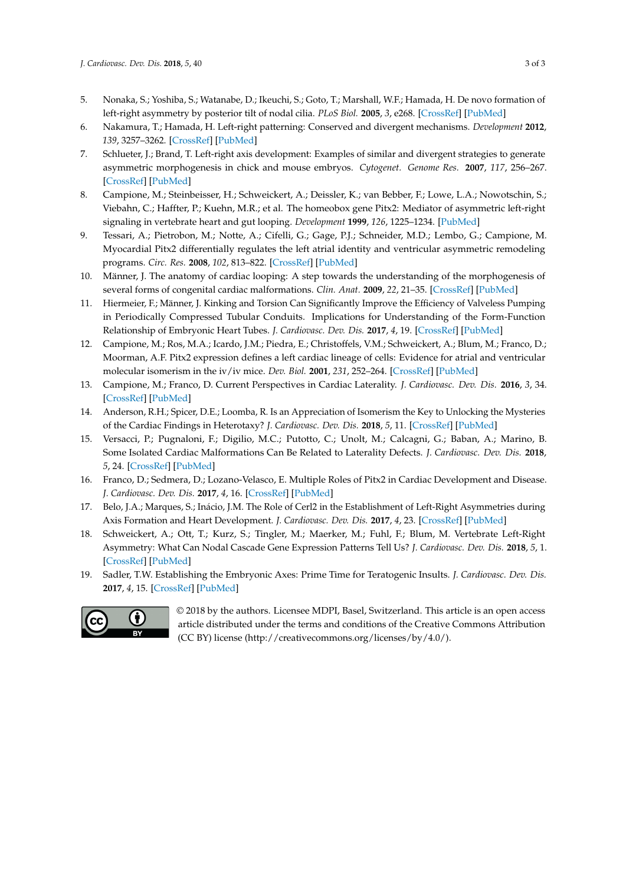5. Nonaka, S.; Yoshiba, S.; Watanabe, D.; Ikeuchi, S.; Goto, T.; Marshall, W.F.; Hamada, H. De novo formation of left-right asymmetry by posterior tilt of nodal cilia. *PLoS Biol.* **2005**, *3*, e268. [CrossRef] [PubMed]
6. Nakamura, T.; Hamada, H. Left-right patterning: Conserved and divergent mechanisms. *Development* **2012**, *139*, 3257–3262. [CrossRef] [PubMed]
7. Schlueter, J.; Brand, T. Left-right axis development: Examples of similar and divergent strategies to generate asymmetric morphogenesis in chick and mouse embryos. *Cytogenet. Genome Res.* **2007**, *117*, 256–267. [CrossRef] [PubMed]
8. Campione, M.; Steinbeisser, H.; Schweickert, A.; Deissler, K.; van Bebber, F.; Lowe, L.A.; Nowotschin, S.; Viebahn, C.; Haffter, P.; Kuehn, M.R.; et al. The homeobox gene Pitx2: Mediator of asymmetric left-right signaling in vertebrate heart and gut looping. *Development* **1999**, *126*, 1225–1234. [PubMed]
9. Tessari, A.; Pietrobon, M.; Notte, A.; Cifelli, G.; Gage, P.J.; Schneider, M.D.; Lembo, G.; Campione, M. Myocardial Pitx2 differentially regulates the left atrial identity and ventricular asymmetric remodeling programs. *Circ. Res.* **2008**, *102*, 813–822. [CrossRef] [PubMed]
10. Männer, J. The anatomy of cardiac looping: A step towards the understanding of the morphogenesis of several forms of congenital cardiac malformations. *Clin. Anat.* **2009**, *22*, 21–35. [CrossRef] [PubMed]
11. Hiermeier, F.; Männer, J. Kinking and Torsion Can Significantly Improve the Efficiency of Valveless Pumping in Periodically Compressed Tubular Conduits. Implications for Understanding of the Form-Function Relationship of Embryonic Heart Tubes. *J. Cardiovasc. Dev. Dis.* **2017**, *4*, 19. [CrossRef] [PubMed]
12. Campione, M.; Ros, M.A.; Icardo, J.M.; Piedra, E.; Christoffels, V.M.; Schweickert, A.; Blum, M.; Franco, D.; Moorman, A.F. Pitx2 expression defines a left cardiac lineage of cells: Evidence for atrial and ventricular molecular isomerism in the iv/iv mice. *Dev. Biol.* **2001**, *231*, 252–264. [CrossRef] [PubMed]
13. Campione, M.; Franco, D. Current Perspectives in Cardiac Laterality. *J. Cardiovasc. Dev. Dis.* **2016**, *3*, 34. [CrossRef] [PubMed]
14. Anderson, R.H.; Spicer, D.E.; Loomba, R. Is an Appreciation of Isomerism the Key to Unlocking the Mysteries of the Cardiac Findings in Heterotaxy? *J. Cardiovasc. Dev. Dis.* **2018**, *5*, 11. [CrossRef] [PubMed]
15. Versacci, P.; Pugnaloni, F.; Digilio, M.C.; Putotto, C.; Unolt, M.; Calcagni, G.; Baban, A.; Marino, B. Some Isolated Cardiac Malformations Can Be Related to Laterality Defects. *J. Cardiovasc. Dev. Dis.* **2018**, *5*, 24. [CrossRef] [PubMed]
16. Franco, D.; Sedmera, D.; Lozano-Velasco, E. Multiple Roles of Pitx2 in Cardiac Development and Disease. *J. Cardiovasc. Dev. Dis.* **2017**, *4*, 16. [CrossRef] [PubMed]
17. Belo, J.A.; Marques, S.; Inácio, J.M. The Role of Cerl2 in the Establishment of Left-Right Asymmetries during Axis Formation and Heart Development. *J. Cardiovasc. Dev. Dis.* **2017**, *4*, 23. [CrossRef] [PubMed]
18. Schweickert, A.; Ott, T.; Kurz, S.; Tingler, M.; Maerker, M.; Fuhl, F.; Blum, M. Vertebrate Left-Right Asymmetry: What Can Nodal Cascade Gene Expression Patterns Tell Us? *J. Cardiovasc. Dev. Dis.* **2018**, *5*, 1. [CrossRef] [PubMed]
19. Sadler, T.W. Establishing the Embryonic Axes: Prime Time for Teratogenic Insults. *J. Cardiovasc. Dev. Dis.* **2017**, *4*, 15. [CrossRef] [PubMed]

© 2018 by the authors. Licensee MDPI, Basel, Switzerland. This article is an open access article distributed under the terms and conditions of the Creative Commons Attribution (CC BY) license (http://creativecommons.org/licenses/by/4.0/).